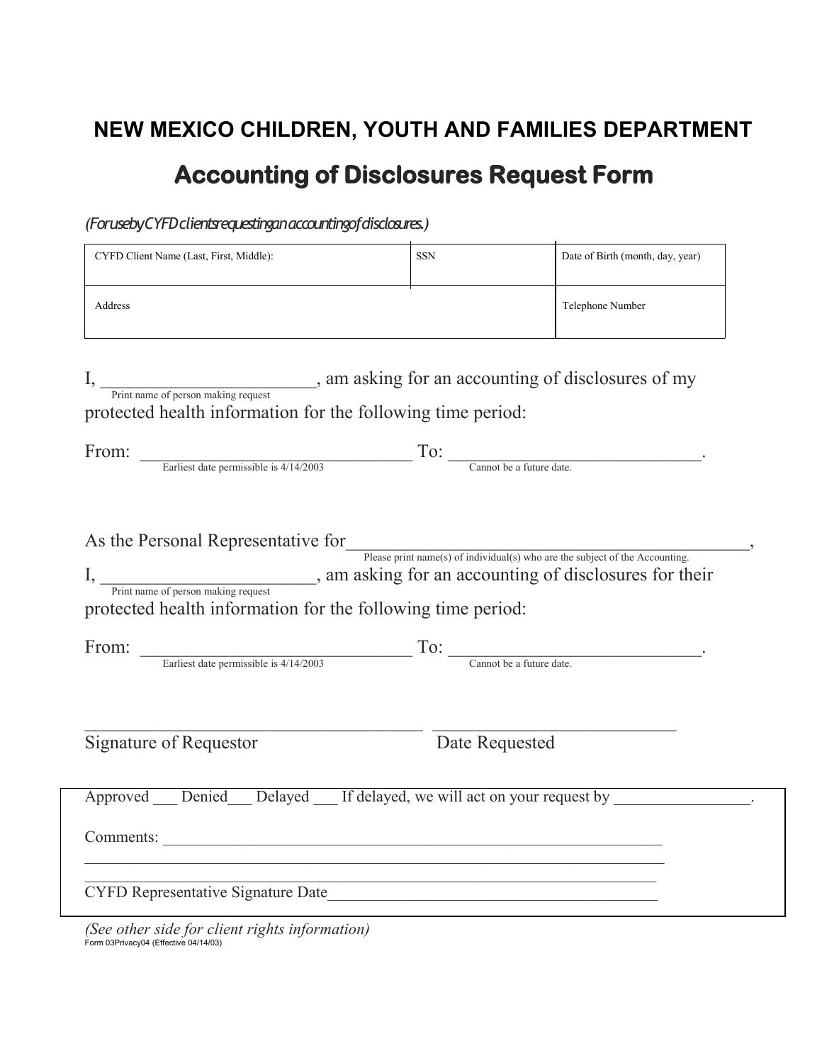# NEW MEXICO CHILDREN, YOUTH AND FAMILIES DEPARTMENT

## Accounting of Disclosures Request Form

*(For use by CYFD clients requesting an accounting of disclosures.)*

| CYFD Client Name (Last, First, Middle): | SSN | Date of Birth (month, day, year) |
|---|---|---|
| Address | | Telephone Number |

I, ________________________, am asking for an accounting of disclosures of my protected health information for the following time period:
Print name of person making request

From: _______________________________ To: ____________________________.
Earliest date permissible is 4/14/2003 — Cannot be a future date.

As the Personal Representative for______________________________________________,
Please print name(s) of individual(s) who are the subject of the Accounting.

I, ________________________, am asking for an accounting of disclosures for their protected health information for the following time period:
Print name of person making request

From: _______________________________ To: ____________________________.
Earliest date permissible is 4/14/2003 — Cannot be a future date.

______________________________________ ___________________________
Signature of Requestor — Date Requested

Approved ___ Denied___ Delayed ___ If delayed, we will act on your request by ________________.

Comments: _______________________________________________________________

__________________________________________________________________________

__________________________________________________________________________

CYFD Representative Signature Date_________________________________________

*(See other side for client rights information)*

Form 03Privacy04 (Effective 04/14/03)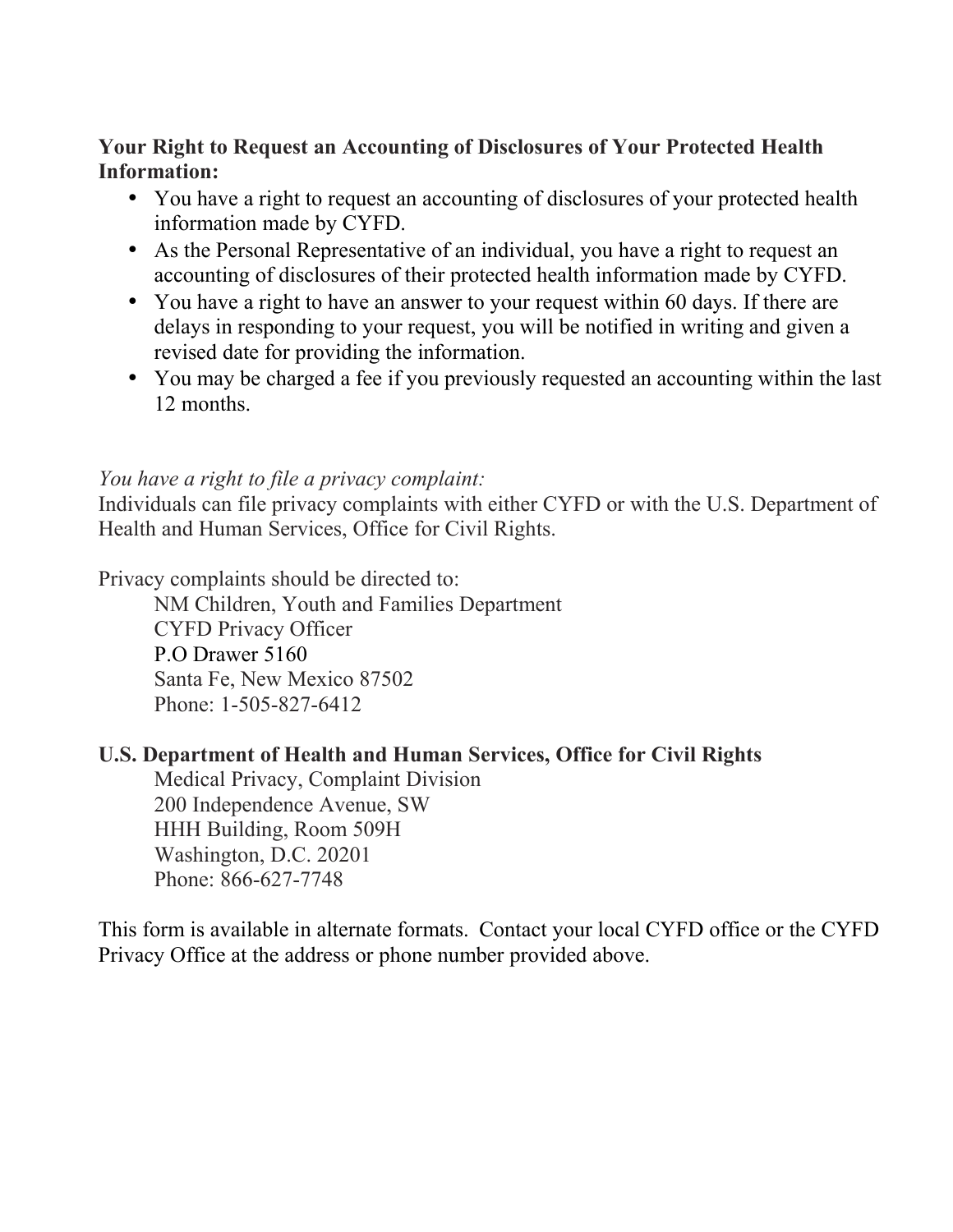**Your Right to Request an Accounting of Disclosures of Your Protected Health Information:**

- You have a right to request an accounting of disclosures of your protected health information made by CYFD.
- As the Personal Representative of an individual, you have a right to request an accounting of disclosures of their protected health information made by CYFD.
- You have a right to have an answer to your request within 60 days. If there are delays in responding to your request, you will be notified in writing and given a revised date for providing the information.
- You may be charged a fee if you previously requested an accounting within the last 12 months.

*You have a right to file a privacy complaint:*
Individuals can file privacy complaints with either CYFD or with the U.S. Department of Health and Human Services, Office for Civil Rights.

Privacy complaints should be directed to:

NM Children, Youth and Families Department
CYFD Privacy Officer
P.O Drawer 5160
Santa Fe, New Mexico 87502
Phone: 1-505-827-6412

**U.S. Department of Health and Human Services, Office for Civil Rights**

Medical Privacy, Complaint Division
200 Independence Avenue, SW
HHH Building, Room 509H
Washington, D.C. 20201
Phone: 866-627-7748

This form is available in alternate formats. Contact your local CYFD office or the CYFD Privacy Office at the address or phone number provided above.